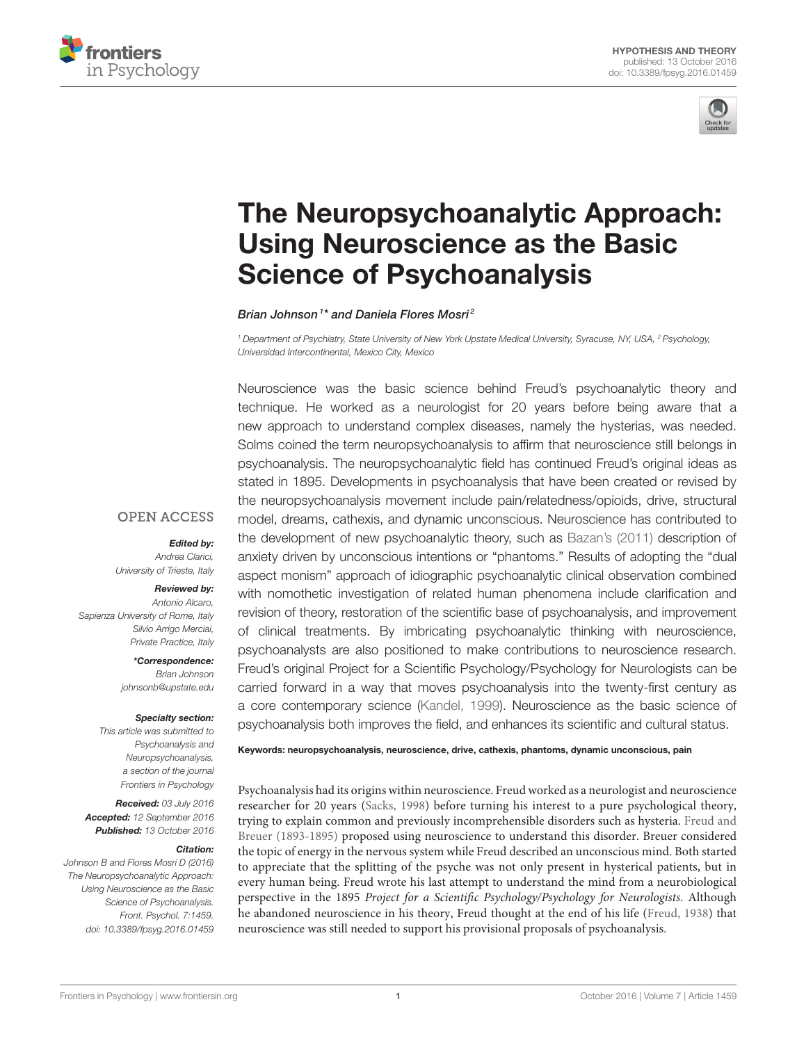HYPOTHESIS AND THEORY
published: 13 October 2016
doi: 10.3389/fpsyg.2016.01459

# The Neuropsychoanalytic Approach: Using Neuroscience as the Basic Science of Psychoanalysis

*Brian Johnson[1]* and Daniela Flores Mosri[2]*

[1] Department of Psychiatry, State University of New York Upstate Medical University, Syracuse, NY, USA, [2] Psychology, Universidad Intercontinental, Mexico City, Mexico

Neuroscience was the basic science behind Freud's psychoanalytic theory and technique. He worked as a neurologist for 20 years before being aware that a new approach to understand complex diseases, namely the hysterias, was needed. Solms coined the term neuropsychoanalysis to affirm that neuroscience still belongs in psychoanalysis. The neuropsychoanalytic field has continued Freud's original ideas as stated in 1895. Developments in psychoanalysis that have been created or revised by the neuropsychoanalysis movement include pain/relatedness/opioids, drive, structural model, dreams, cathexis, and dynamic unconscious. Neuroscience has contributed to the development of new psychoanalytic theory, such as Bazan's (2011) description of anxiety driven by unconscious intentions or "phantoms." Results of adopting the "dual aspect monism" approach of idiographic psychoanalytic clinical observation combined with nomothetic investigation of related human phenomena include clarification and revision of theory, restoration of the scientific base of psychoanalysis, and improvement of clinical treatments. By imbricating psychoanalytic thinking with neuroscience, psychoanalysts are also positioned to make contributions to neuroscience research. Freud's original Project for a Scientific Psychology/Psychology for Neurologists can be carried forward in a way that moves psychoanalysis into the twenty-first century as a core contemporary science (Kandel, 1999). Neuroscience as the basic science of psychoanalysis both improves the field, and enhances its scientific and cultural status.

**Keywords: neuropsychoanalysis, neuroscience, drive, cathexis, phantoms, dynamic unconscious, pain**

OPEN ACCESS

***Edited by:***
*Andrea Clarici, University of Trieste, Italy*

***Reviewed by:***
*Antonio Alcaro, Sapienza University of Rome, Italy*
*Silvio Arrigo Merciai, Private Practice, Italy*

***\*Correspondence:***
*Brian Johnson*
*johnsonb@upstate.edu*

***Specialty section:***
*This article was submitted to Psychoanalysis and Neuropsychoanalysis, a section of the journal Frontiers in Psychology*

***Received:*** *03 July 2016*
***Accepted:*** *12 September 2016*
***Published:*** *13 October 2016*

***Citation:***
*Johnson B and Flores Mosri D (2016) The Neuropsychoanalytic Approach: Using Neuroscience as the Basic Science of Psychoanalysis. Front. Psychol. 7:1459. doi: 10.3389/fpsyg.2016.01459*

Psychoanalysis had its origins within neuroscience. Freud worked as a neurologist and neuroscience researcher for 20 years (Sacks, 1998) before turning his interest to a pure psychological theory, trying to explain common and previously incomprehensible disorders such as hysteria. Freud and Breuer (1893-1895) proposed using neuroscience to understand this disorder. Breuer considered the topic of energy in the nervous system while Freud described an unconscious mind. Both started to appreciate that the splitting of the psyche was not only present in hysterical patients, but in every human being. Freud wrote his last attempt to understand the mind from a neurobiological perspective in the 1895 *Project for a Scientific Psychology/Psychology for Neurologists*. Although he abandoned neuroscience in his theory, Freud thought at the end of his life (Freud, 1938) that neuroscience was still needed to support his provisional proposals of psychoanalysis.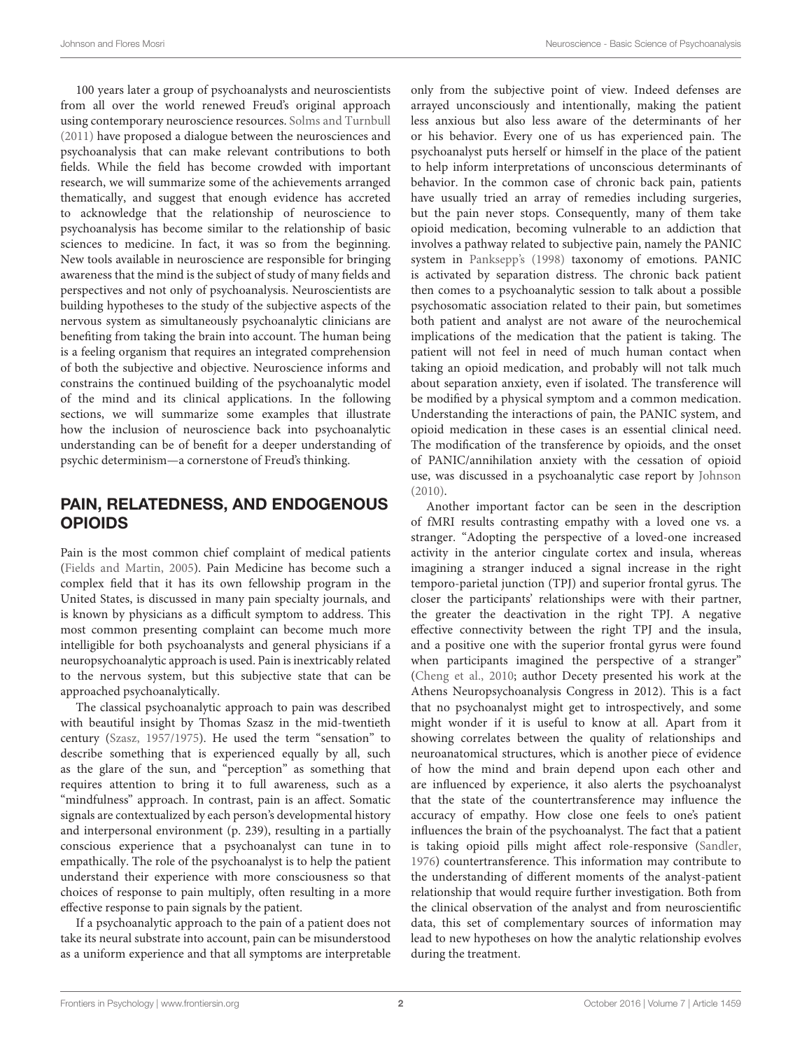100 years later a group of psychoanalysts and neuroscientists from all over the world renewed Freud's original approach using contemporary neuroscience resources. Solms and Turnbull (2011) have proposed a dialogue between the neurosciences and psychoanalysis that can make relevant contributions to both fields. While the field has become crowded with important research, we will summarize some of the achievements arranged thematically, and suggest that enough evidence has accreted to acknowledge that the relationship of neuroscience to psychoanalysis has become similar to the relationship of basic sciences to medicine. In fact, it was so from the beginning. New tools available in neuroscience are responsible for bringing awareness that the mind is the subject of study of many fields and perspectives and not only of psychoanalysis. Neuroscientists are building hypotheses to the study of the subjective aspects of the nervous system as simultaneously psychoanalytic clinicians are benefiting from taking the brain into account. The human being is a feeling organism that requires an integrated comprehension of both the subjective and objective. Neuroscience informs and constrains the continued building of the psychoanalytic model of the mind and its clinical applications. In the following sections, we will summarize some examples that illustrate how the inclusion of neuroscience back into psychoanalytic understanding can be of benefit for a deeper understanding of psychic determinism—a cornerstone of Freud's thinking.

## PAIN, RELATEDNESS, AND ENDOGENOUS OPIOIDS

Pain is the most common chief complaint of medical patients (Fields and Martin, 2005). Pain Medicine has become such a complex field that it has its own fellowship program in the United States, is discussed in many pain specialty journals, and is known by physicians as a difficult symptom to address. This most common presenting complaint can become much more intelligible for both psychoanalysts and general physicians if a neuropsychoanalytic approach is used. Pain is inextricably related to the nervous system, but this subjective state that can be approached psychoanalytically.

The classical psychoanalytic approach to pain was described with beautiful insight by Thomas Szasz in the mid-twentieth century (Szasz, 1957/1975). He used the term "sensation" to describe something that is experienced equally by all, such as the glare of the sun, and "perception" as something that requires attention to bring it to full awareness, such as a "mindfulness" approach. In contrast, pain is an affect. Somatic signals are contextualized by each person's developmental history and interpersonal environment (p. 239), resulting in a partially conscious experience that a psychoanalyst can tune in to empathically. The role of the psychoanalyst is to help the patient understand their experience with more consciousness so that choices of response to pain multiply, often resulting in a more effective response to pain signals by the patient.

If a psychoanalytic approach to the pain of a patient does not take its neural substrate into account, pain can be misunderstood as a uniform experience and that all symptoms are interpretable only from the subjective point of view. Indeed defenses are arrayed unconsciously and intentionally, making the patient less anxious but also less aware of the determinants of her or his behavior. Every one of us has experienced pain. The psychoanalyst puts herself or himself in the place of the patient to help inform interpretations of unconscious determinants of behavior. In the common case of chronic back pain, patients have usually tried an array of remedies including surgeries, but the pain never stops. Consequently, many of them take opioid medication, becoming vulnerable to an addiction that involves a pathway related to subjective pain, namely the PANIC system in Panksepp's (1998) taxonomy of emotions. PANIC is activated by separation distress. The chronic back patient then comes to a psychoanalytic session to talk about a possible psychosomatic association related to their pain, but sometimes both patient and analyst are not aware of the neurochemical implications of the medication that the patient is taking. The patient will not feel in need of much human contact when taking an opioid medication, and probably will not talk much about separation anxiety, even if isolated. The transference will be modified by a physical symptom and a common medication. Understanding the interactions of pain, the PANIC system, and opioid medication in these cases is an essential clinical need. The modification of the transference by opioids, and the onset of PANIC/annihilation anxiety with the cessation of opioid use, was discussed in a psychoanalytic case report by Johnson (2010).

Another important factor can be seen in the description of fMRI results contrasting empathy with a loved one vs. a stranger. "Adopting the perspective of a loved-one increased activity in the anterior cingulate cortex and insula, whereas imagining a stranger induced a signal increase in the right temporo-parietal junction (TPJ) and superior frontal gyrus. The closer the participants' relationships were with their partner, the greater the deactivation in the right TPJ. A negative effective connectivity between the right TPJ and the insula, and a positive one with the superior frontal gyrus were found when participants imagined the perspective of a stranger" (Cheng et al., 2010; author Decety presented his work at the Athens Neuropsychoanalysis Congress in 2012). This is a fact that no psychoanalyst might get to introspectively, and some might wonder if it is useful to know at all. Apart from it showing correlates between the quality of relationships and neuroanatomical structures, which is another piece of evidence of how the mind and brain depend upon each other and are influenced by experience, it also alerts the psychoanalyst that the state of the countertransference may influence the accuracy of empathy. How close one feels to one's patient influences the brain of the psychoanalyst. The fact that a patient is taking opioid pills might affect role-responsive (Sandler, 1976) countertransference. This information may contribute to the understanding of different moments of the analyst-patient relationship that would require further investigation. Both from the clinical observation of the analyst and from neuroscientific data, this set of complementary sources of information may lead to new hypotheses on how the analytic relationship evolves during the treatment.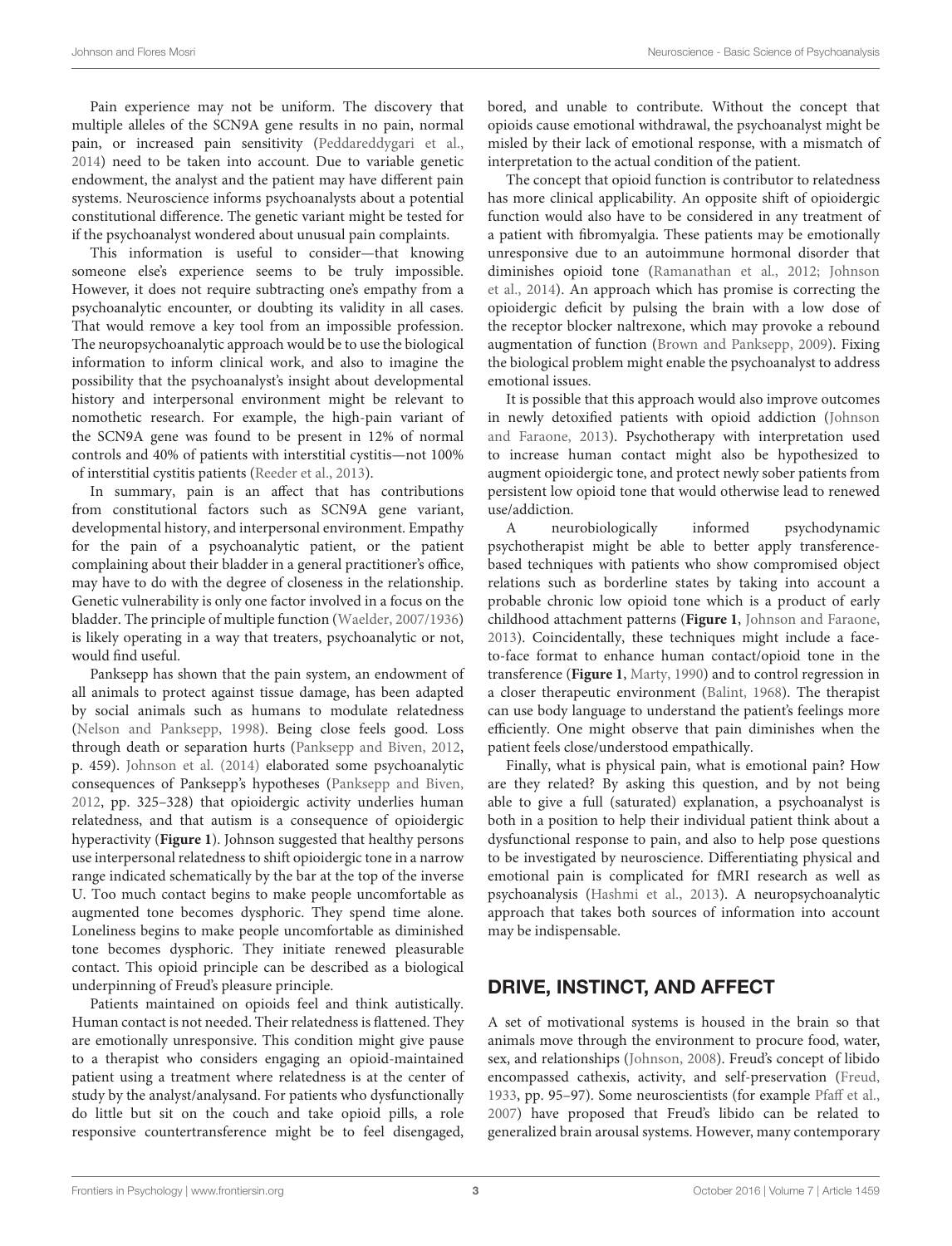Pain experience may not be uniform. The discovery that multiple alleles of the SCN9A gene results in no pain, normal pain, or increased pain sensitivity (Peddareddygari et al., 2014) need to be taken into account. Due to variable genetic endowment, the analyst and the patient may have different pain systems. Neuroscience informs psychoanalysts about a potential constitutional difference. The genetic variant might be tested for if the psychoanalyst wondered about unusual pain complaints.

This information is useful to consider—that knowing someone else's experience seems to be truly impossible. However, it does not require subtracting one's empathy from a psychoanalytic encounter, or doubting its validity in all cases. That would remove a key tool from an impossible profession. The neuropsychoanalytic approach would be to use the biological information to inform clinical work, and also to imagine the possibility that the psychoanalyst's insight about developmental history and interpersonal environment might be relevant to nomothetic research. For example, the high-pain variant of the SCN9A gene was found to be present in 12% of normal controls and 40% of patients with interstitial cystitis—not 100% of interstitial cystitis patients (Reeder et al., 2013).

In summary, pain is an affect that has contributions from constitutional factors such as SCN9A gene variant, developmental history, and interpersonal environment. Empathy for the pain of a psychoanalytic patient, or the patient complaining about their bladder in a general practitioner's office, may have to do with the degree of closeness in the relationship. Genetic vulnerability is only one factor involved in a focus on the bladder. The principle of multiple function (Waelder, 2007/1936) is likely operating in a way that treaters, psychoanalytic or not, would find useful.

Panksepp has shown that the pain system, an endowment of all animals to protect against tissue damage, has been adapted by social animals such as humans to modulate relatedness (Nelson and Panksepp, 1998). Being close feels good. Loss through death or separation hurts (Panksepp and Biven, 2012, p. 459). Johnson et al. (2014) elaborated some psychoanalytic consequences of Panksepp's hypotheses (Panksepp and Biven, 2012, pp. 325–328) that opioidergic activity underlies human relatedness, and that autism is a consequence of opioidergic hyperactivity (**Figure 1**). Johnson suggested that healthy persons use interpersonal relatedness to shift opioidergic tone in a narrow range indicated schematically by the bar at the top of the inverse U. Too much contact begins to make people uncomfortable as augmented tone becomes dysphoric. They spend time alone. Loneliness begins to make people uncomfortable as diminished tone becomes dysphoric. They initiate renewed pleasurable contact. This opioid principle can be described as a biological underpinning of Freud's pleasure principle.

Patients maintained on opioids feel and think autistically. Human contact is not needed. Their relatedness is flattened. They are emotionally unresponsive. This condition might give pause to a therapist who considers engaging an opioid-maintained patient using a treatment where relatedness is at the center of study by the analyst/analysand. For patients who dysfunctionally do little but sit on the couch and take opioid pills, a role responsive countertransference might be to feel disengaged, bored, and unable to contribute. Without the concept that opioids cause emotional withdrawal, the psychoanalyst might be misled by their lack of emotional response, with a mismatch of interpretation to the actual condition of the patient.

The concept that opioid function is contributor to relatedness has more clinical applicability. An opposite shift of opioidergic function would also have to be considered in any treatment of a patient with fibromyalgia. These patients may be emotionally unresponsive due to an autoimmune hormonal disorder that diminishes opioid tone (Ramanathan et al., 2012; Johnson et al., 2014). An approach which has promise is correcting the opioidergic deficit by pulsing the brain with a low dose of the receptor blocker naltrexone, which may provoke a rebound augmentation of function (Brown and Panksepp, 2009). Fixing the biological problem might enable the psychoanalyst to address emotional issues.

It is possible that this approach would also improve outcomes in newly detoxified patients with opioid addiction (Johnson and Faraone, 2013). Psychotherapy with interpretation used to increase human contact might also be hypothesized to augment opioidergic tone, and protect newly sober patients from persistent low opioid tone that would otherwise lead to renewed use/addiction.

A neurobiologically informed psychodynamic psychotherapist might be able to better apply transference-based techniques with patients who show compromised object relations such as borderline states by taking into account a probable chronic low opioid tone which is a product of early childhood attachment patterns (**Figure 1**, Johnson and Faraone, 2013). Coincidentally, these techniques might include a face-to-face format to enhance human contact/opioid tone in the transference (**Figure 1**, Marty, 1990) and to control regression in a closer therapeutic environment (Balint, 1968). The therapist can use body language to understand the patient's feelings more efficiently. One might observe that pain diminishes when the patient feels close/understood empathically.

Finally, what is physical pain, what is emotional pain? How are they related? By asking this question, and by not being able to give a full (saturated) explanation, a psychoanalyst is both in a position to help their individual patient think about a dysfunctional response to pain, and also to help pose questions to be investigated by neuroscience. Differentiating physical and emotional pain is complicated for fMRI research as well as psychoanalysis (Hashmi et al., 2013). A neuropsychoanalytic approach that takes both sources of information into account may be indispensable.

## DRIVE, INSTINCT, AND AFFECT

A set of motivational systems is housed in the brain so that animals move through the environment to procure food, water, sex, and relationships (Johnson, 2008). Freud's concept of libido encompassed cathexis, activity, and self-preservation (Freud, 1933, pp. 95–97). Some neuroscientists (for example Pfaff et al., 2007) have proposed that Freud's libido can be related to generalized brain arousal systems. However, many contemporary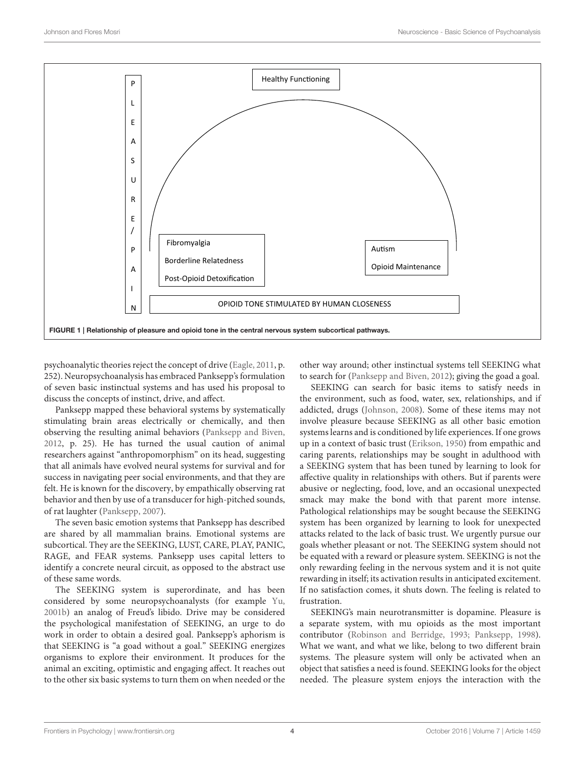Healthy Functioning

PLEASURE/PAIN

Fibromyalgia

Borderline Relatedness

Post-Opioid Detoxification

Autism

Opioid Maintenance

OPIOID TONE STIMULATED BY HUMAN CLOSENESS

**FIGURE 1 | Relationship of pleasure and opioid tone in the central nervous system subcortical pathways.**

psychoanalytic theories reject the concept of drive (Eagle, 2011, p. 252). Neuropsychoanalysis has embraced Panksepp's formulation of seven basic instinctual systems and has used his proposal to discuss the concepts of instinct, drive, and affect.

Panksepp mapped these behavioral systems by systematically stimulating brain areas electrically or chemically, and then observing the resulting animal behaviors (Panksepp and Biven, 2012, p. 25). He has turned the usual caution of animal researchers against "anthropomorphism" on its head, suggesting that all animals have evolved neural systems for survival and for success in navigating peer social environments, and that they are felt. He is known for the discovery, by empathically observing rat behavior and then by use of a transducer for high-pitched sounds, of rat laughter (Panksepp, 2007).

The seven basic emotion systems that Panksepp has described are shared by all mammalian brains. Emotional systems are subcortical. They are the SEEKING, LUST, CARE, PLAY, PANIC, RAGE, and FEAR systems. Panksepp uses capital letters to identify a concrete neural circuit, as opposed to the abstract use of these same words.

The SEEKING system is superordinate, and has been considered by some neuropsychoanalysts (for example Yu, 2001b) an analog of Freud's libido. Drive may be considered the psychological manifestation of SEEKING, an urge to do work in order to obtain a desired goal. Panksepp's aphorism is that SEEKING is "a goad without a goal." SEEKING energizes organisms to explore their environment. It produces for the animal an exciting, optimistic and engaging affect. It reaches out to the other six basic systems to turn them on when needed or the other way around; other instinctual systems tell SEEKING what to search for (Panksepp and Biven, 2012); giving the goad a goal.

SEEKING can search for basic items to satisfy needs in the environment, such as food, water, sex, relationships, and if addicted, drugs (Johnson, 2008). Some of these items may not involve pleasure because SEEKING as all other basic emotion systems learns and is conditioned by life experiences. If one grows up in a context of basic trust (Erikson, 1950) from empathic and caring parents, relationships may be sought in adulthood with a SEEKING system that has been tuned by learning to look for affective quality in relationships with others. But if parents were abusive or neglecting, food, love, and an occasional unexpected smack may make the bond with that parent more intense. Pathological relationships may be sought because the SEEKING system has been organized by learning to look for unexpected attacks related to the lack of basic trust. We urgently pursue our goals whether pleasant or not. The SEEKING system should not be equated with a reward or pleasure system. SEEKING is not the only rewarding feeling in the nervous system and it is not quite rewarding in itself; its activation results in anticipated excitement. If no satisfaction comes, it shuts down. The feeling is related to frustration.

SEEKING's main neurotransmitter is dopamine. Pleasure is a separate system, with mu opioids as the most important contributor (Robinson and Berridge, 1993; Panksepp, 1998). What we want, and what we like, belong to two different brain systems. The pleasure system will only be activated when an object that satisfies a need is found. SEEKING looks for the object needed. The pleasure system enjoys the interaction with the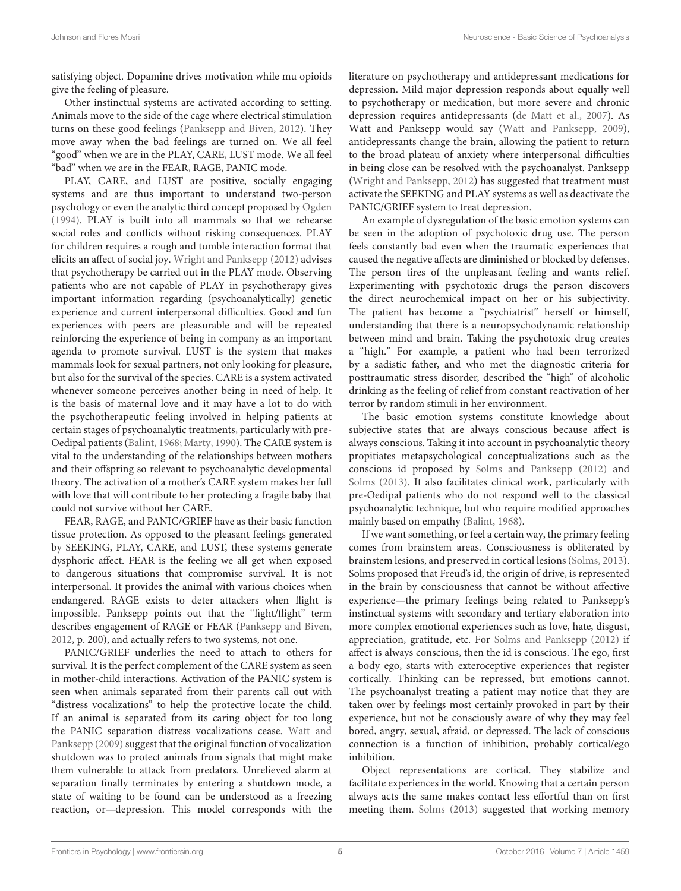satisfying object. Dopamine drives motivation while mu opioids give the feeling of pleasure.

Other instinctual systems are activated according to setting. Animals move to the side of the cage where electrical stimulation turns on these good feelings (Panksepp and Biven, 2012). They move away when the bad feelings are turned on. We all feel "good" when we are in the PLAY, CARE, LUST mode. We all feel "bad" when we are in the FEAR, RAGE, PANIC mode.

PLAY, CARE, and LUST are positive, socially engaging systems and are thus important to understand two-person psychology or even the analytic third concept proposed by Ogden (1994). PLAY is built into all mammals so that we rehearse social roles and conflicts without risking consequences. PLAY for children requires a rough and tumble interaction format that elicits an affect of social joy. Wright and Panksepp (2012) advises that psychotherapy be carried out in the PLAY mode. Observing patients who are not capable of PLAY in psychotherapy gives important information regarding (psychoanalytically) genetic experience and current interpersonal difficulties. Good and fun experiences with peers are pleasurable and will be repeated reinforcing the experience of being in company as an important agenda to promote survival. LUST is the system that makes mammals look for sexual partners, not only looking for pleasure, but also for the survival of the species. CARE is a system activated whenever someone perceives another being in need of help. It is the basis of maternal love and it may have a lot to do with the psychotherapeutic feeling involved in helping patients at certain stages of psychoanalytic treatments, particularly with pre-Oedipal patients (Balint, 1968; Marty, 1990). The CARE system is vital to the understanding of the relationships between mothers and their offspring so relevant to psychoanalytic developmental theory. The activation of a mother's CARE system makes her full with love that will contribute to her protecting a fragile baby that could not survive without her CARE.

FEAR, RAGE, and PANIC/GRIEF have as their basic function tissue protection. As opposed to the pleasant feelings generated by SEEKING, PLAY, CARE, and LUST, these systems generate dysphoric affect. FEAR is the feeling we all get when exposed to dangerous situations that compromise survival. It is not interpersonal. It provides the animal with various choices when endangered. RAGE exists to deter attackers when flight is impossible. Panksepp points out that the "fight/flight" term describes engagement of RAGE or FEAR (Panksepp and Biven, 2012, p. 200), and actually refers to two systems, not one.

PANIC/GRIEF underlies the need to attach to others for survival. It is the perfect complement of the CARE system as seen in mother-child interactions. Activation of the PANIC system is seen when animals separated from their parents call out with "distress vocalizations" to help the protective locate the child. If an animal is separated from its caring object for too long the PANIC separation distress vocalizations cease. Watt and Panksepp (2009) suggest that the original function of vocalization shutdown was to protect animals from signals that might make them vulnerable to attack from predators. Unrelieved alarm at separation finally terminates by entering a shutdown mode, a state of waiting to be found can be understood as a freezing reaction, or—depression. This model corresponds with the literature on psychotherapy and antidepressant medications for depression. Mild major depression responds about equally well to psychotherapy or medication, but more severe and chronic depression requires antidepressants (de Matt et al., 2007). As Watt and Panksepp would say (Watt and Panksepp, 2009), antidepressants change the brain, allowing the patient to return to the broad plateau of anxiety where interpersonal difficulties in being close can be resolved with the psychoanalyst. Panksepp (Wright and Panksepp, 2012) has suggested that treatment must activate the SEEKING and PLAY systems as well as deactivate the PANIC/GRIEF system to treat depression.

An example of dysregulation of the basic emotion systems can be seen in the adoption of psychotoxic drug use. The person feels constantly bad even when the traumatic experiences that caused the negative affects are diminished or blocked by defenses. The person tires of the unpleasant feeling and wants relief. Experimenting with psychotoxic drugs the person discovers the direct neurochemical impact on her or his subjectivity. The patient has become a "psychiatrist" herself or himself, understanding that there is a neuropsychodynamic relationship between mind and brain. Taking the psychotoxic drug creates a "high." For example, a patient who had been terrorized by a sadistic father, and who met the diagnostic criteria for posttraumatic stress disorder, described the "high" of alcoholic drinking as the feeling of relief from constant reactivation of her terror by random stimuli in her environment.

The basic emotion systems constitute knowledge about subjective states that are always conscious because affect is always conscious. Taking it into account in psychoanalytic theory propitiates metapsychological conceptualizations such as the conscious id proposed by Solms and Panksepp (2012) and Solms (2013). It also facilitates clinical work, particularly with pre-Oedipal patients who do not respond well to the classical psychoanalytic technique, but who require modified approaches mainly based on empathy (Balint, 1968).

If we want something, or feel a certain way, the primary feeling comes from brainstem areas. Consciousness is obliterated by brainstem lesions, and preserved in cortical lesions (Solms, 2013). Solms proposed that Freud's id, the origin of drive, is represented in the brain by consciousness that cannot be without affective experience—the primary feelings being related to Panksepp's instinctual systems with secondary and tertiary elaboration into more complex emotional experiences such as love, hate, disgust, appreciation, gratitude, etc. For Solms and Panksepp (2012) if affect is always conscious, then the id is conscious. The ego, first a body ego, starts with exteroceptive experiences that register cortically. Thinking can be repressed, but emotions cannot. The psychoanalyst treating a patient may notice that they are taken over by feelings most certainly provoked in part by their experience, but not be consciously aware of why they may feel bored, angry, sexual, afraid, or depressed. The lack of conscious connection is a function of inhibition, probably cortical/ego inhibition.

Object representations are cortical. They stabilize and facilitate experiences in the world. Knowing that a certain person always acts the same makes contact less effortful than on first meeting them. Solms (2013) suggested that working memory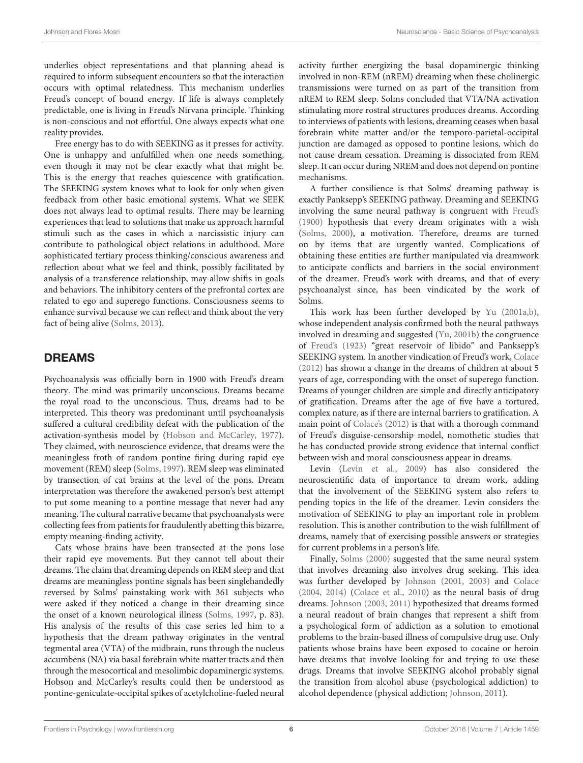underlies object representations and that planning ahead is required to inform subsequent encounters so that the interaction occurs with optimal relatedness. This mechanism underlies Freud's concept of bound energy. If life is always completely predictable, one is living in Freud's Nirvana principle. Thinking is non-conscious and not effortful. One always expects what one reality provides.

Free energy has to do with SEEKING as it presses for activity. One is unhappy and unfulfilled when one needs something, even though it may not be clear exactly what that might be. This is the energy that reaches quiescence with gratification. The SEEKING system knows what to look for only when given feedback from other basic emotional systems. What we SEEK does not always lead to optimal results. There may be learning experiences that lead to solutions that make us approach harmful stimuli such as the cases in which a narcissistic injury can contribute to pathological object relations in adulthood. More sophisticated tertiary process thinking/conscious awareness and reflection about what we feel and think, possibly facilitated by analysis of a transference relationship, may allow shifts in goals and behaviors. The inhibitory centers of the prefrontal cortex are related to ego and superego functions. Consciousness seems to enhance survival because we can reflect and think about the very fact of being alive (Solms, 2013).

## DREAMS

Psychoanalysis was officially born in 1900 with Freud's dream theory. The mind was primarily unconscious. Dreams became the royal road to the unconscious. Thus, dreams had to be interpreted. This theory was predominant until psychoanalysis suffered a cultural credibility defeat with the publication of the activation-synthesis model by (Hobson and McCarley, 1977). They claimed, with neuroscience evidence, that dreams were the meaningless froth of random pontine firing during rapid eye movement (REM) sleep (Solms, 1997). REM sleep was eliminated by transection of cat brains at the level of the pons. Dream interpretation was therefore the awakened person's best attempt to put some meaning to a pontine message that never had any meaning. The cultural narrative became that psychoanalysts were collecting fees from patients for fraudulently abetting this bizarre, empty meaning-finding activity.

Cats whose brains have been transected at the pons lose their rapid eye movements. But they cannot tell about their dreams. The claim that dreaming depends on REM sleep and that dreams are meaningless pontine signals has been singlehandedly reversed by Solms' painstaking work with 361 subjects who were asked if they noticed a change in their dreaming since the onset of a known neurological illness (Solms, 1997, p. 83). His analysis of the results of this case series led him to a hypothesis that the dream pathway originates in the ventral tegmental area (VTA) of the midbrain, runs through the nucleus accumbens (NA) via basal forebrain white matter tracts and then through the mesocortical and mesolimbic dopaminergic systems. Hobson and McCarley's results could then be understood as pontine-geniculate-occipital spikes of acetylcholine-fueled neural activity further energizing the basal dopaminergic thinking involved in non-REM (nREM) dreaming when these cholinergic transmissions were turned on as part of the transition from nREM to REM sleep. Solms concluded that VTA/NA activation stimulating more rostral structures produces dreams. According to interviews of patients with lesions, dreaming ceases when basal forebrain white matter and/or the temporo-parietal-occipital junction are damaged as opposed to pontine lesions, which do not cause dream cessation. Dreaming is dissociated from REM sleep. It can occur during NREM and does not depend on pontine mechanisms.

A further consilience is that Solms' dreaming pathway is exactly Panksepp's SEEKING pathway. Dreaming and SEEKING involving the same neural pathway is congruent with Freud's (1900) hypothesis that every dream originates with a wish (Solms, 2000), a motivation. Therefore, dreams are turned on by items that are urgently wanted. Complications of obtaining these entities are further manipulated via dreamwork to anticipate conflicts and barriers in the social environment of the dreamer. Freud's work with dreams, and that of every psychoanalyst since, has been vindicated by the work of Solms.

This work has been further developed by Yu (2001a,b), whose independent analysis confirmed both the neural pathways involved in dreaming and suggested (Yu, 2001b) the congruence of Freud's (1923) "great reservoir of libido" and Panksepp's SEEKING system. In another vindication of Freud's work, Colace (2012) has shown a change in the dreams of children at about 5 years of age, corresponding with the onset of superego function. Dreams of younger children are simple and directly anticipatory of gratification. Dreams after the age of five have a tortured, complex nature, as if there are internal barriers to gratification. A main point of Colace's (2012) is that with a thorough command of Freud's disguise-censorship model, nomothetic studies that he has conducted provide strong evidence that internal conflict between wish and moral consciousness appear in dreams.

Levin (Levin et al., 2009) has also considered the neuroscientific data of importance to dream work, adding that the involvement of the SEEKING system also refers to pending topics in the life of the dreamer. Levin considers the motivation of SEEKING to play an important role in problem resolution. This is another contribution to the wish fulfillment of dreams, namely that of exercising possible answers or strategies for current problems in a person's life.

Finally, Solms (2000) suggested that the same neural system that involves dreaming also involves drug seeking. This idea was further developed by Johnson (2001, 2003) and Colace (2004, 2014) (Colace et al., 2010) as the neural basis of drug dreams. Johnson (2003, 2011) hypothesized that dreams formed a neural readout of brain changes that represent a shift from a psychological form of addiction as a solution to emotional problems to the brain-based illness of compulsive drug use. Only patients whose brains have been exposed to cocaine or heroin have dreams that involve looking for and trying to use these drugs. Dreams that involve SEEKING alcohol probably signal the transition from alcohol abuse (psychological addiction) to alcohol dependence (physical addiction; Johnson, 2011).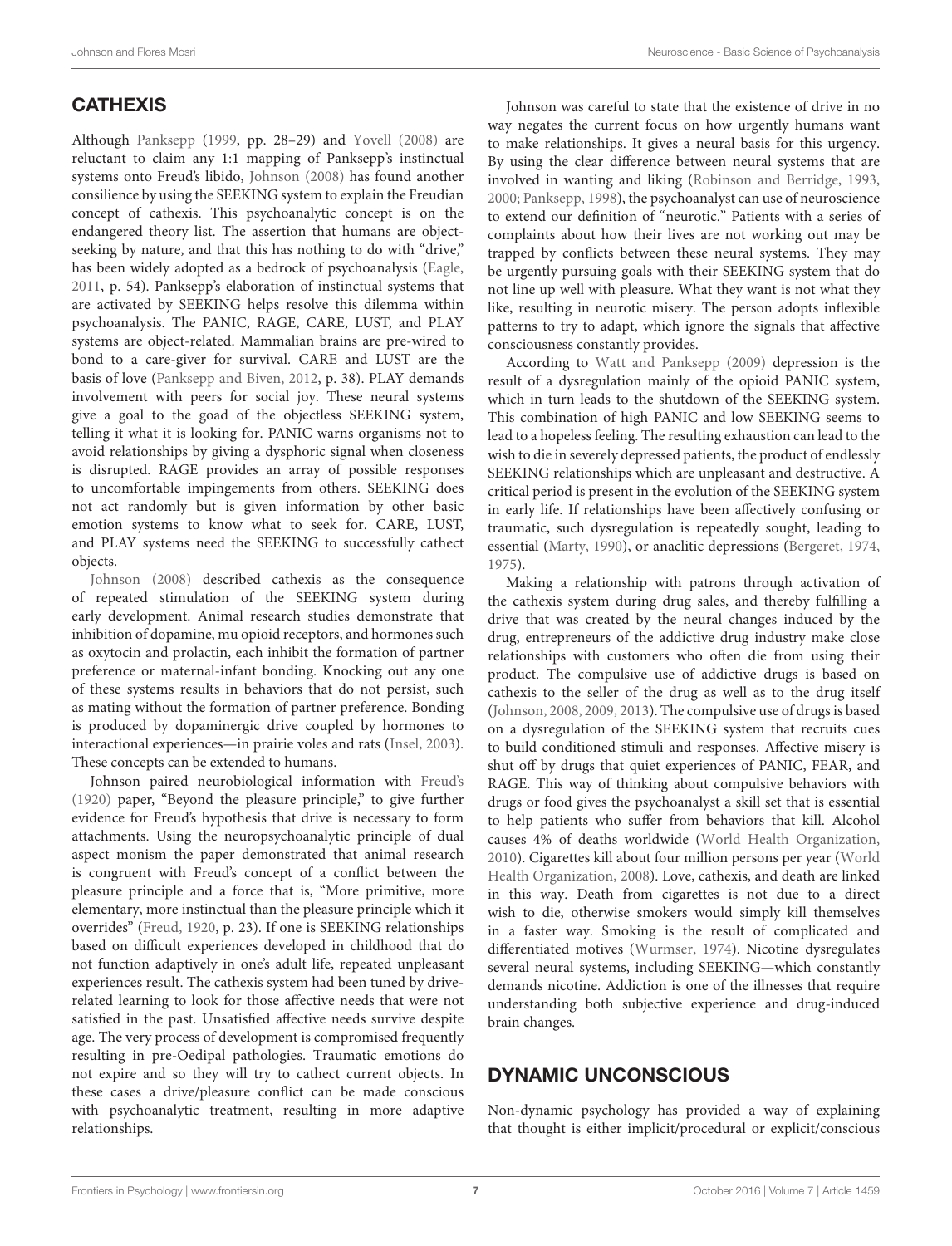## CATHEXIS

Although Panksepp (1999, pp. 28–29) and Yovell (2008) are reluctant to claim any 1:1 mapping of Panksepp's instinctual systems onto Freud's libido, Johnson (2008) has found another consilience by using the SEEKING system to explain the Freudian concept of cathexis. This psychoanalytic concept is on the endangered theory list. The assertion that humans are object-seeking by nature, and that this has nothing to do with "drive," has been widely adopted as a bedrock of psychoanalysis (Eagle, 2011, p. 54). Panksepp's elaboration of instinctual systems that are activated by SEEKING helps resolve this dilemma within psychoanalysis. The PANIC, RAGE, CARE, LUST, and PLAY systems are object-related. Mammalian brains are pre-wired to bond to a care-giver for survival. CARE and LUST are the basis of love (Panksepp and Biven, 2012, p. 38). PLAY demands involvement with peers for social joy. These neural systems give a goal to the goad of the objectless SEEKING system, telling it what it is looking for. PANIC warns organisms not to avoid relationships by giving a dysphoric signal when closeness is disrupted. RAGE provides an array of possible responses to uncomfortable impingements from others. SEEKING does not act randomly but is given information by other basic emotion systems to know what to seek for. CARE, LUST, and PLAY systems need the SEEKING to successfully cathect objects.

Johnson (2008) described cathexis as the consequence of repeated stimulation of the SEEKING system during early development. Animal research studies demonstrate that inhibition of dopamine, mu opioid receptors, and hormones such as oxytocin and prolactin, each inhibit the formation of partner preference or maternal-infant bonding. Knocking out any one of these systems results in behaviors that do not persist, such as mating without the formation of partner preference. Bonding is produced by dopaminergic drive coupled by hormones to interactional experiences—in prairie voles and rats (Insel, 2003). These concepts can be extended to humans.

Johnson paired neurobiological information with Freud's (1920) paper, "Beyond the pleasure principle," to give further evidence for Freud's hypothesis that drive is necessary to form attachments. Using the neuropsychoanalytic principle of dual aspect monism the paper demonstrated that animal research is congruent with Freud's concept of a conflict between the pleasure principle and a force that is, "More primitive, more elementary, more instinctual than the pleasure principle which it overrides" (Freud, 1920, p. 23). If one is SEEKING relationships based on difficult experiences developed in childhood that do not function adaptively in one's adult life, repeated unpleasant experiences result. The cathexis system had been tuned by drive-related learning to look for those affective needs that were not satisfied in the past. Unsatisfied affective needs survive despite age. The very process of development is compromised frequently resulting in pre-Oedipal pathologies. Traumatic emotions do not expire and so they will try to cathect current objects. In these cases a drive/pleasure conflict can be made conscious with psychoanalytic treatment, resulting in more adaptive relationships.

Johnson was careful to state that the existence of drive in no way negates the current focus on how urgently humans want to make relationships. It gives a neural basis for this urgency. By using the clear difference between neural systems that are involved in wanting and liking (Robinson and Berridge, 1993, 2000; Panksepp, 1998), the psychoanalyst can use of neuroscience to extend our definition of "neurotic." Patients with a series of complaints about how their lives are not working out may be trapped by conflicts between these neural systems. They may be urgently pursuing goals with their SEEKING system that do not line up well with pleasure. What they want is not what they like, resulting in neurotic misery. The person adopts inflexible patterns to try to adapt, which ignore the signals that affective consciousness constantly provides.

According to Watt and Panksepp (2009) depression is the result of a dysregulation mainly of the opioid PANIC system, which in turn leads to the shutdown of the SEEKING system. This combination of high PANIC and low SEEKING seems to lead to a hopeless feeling. The resulting exhaustion can lead to the wish to die in severely depressed patients, the product of endlessly SEEKING relationships which are unpleasant and destructive. A critical period is present in the evolution of the SEEKING system in early life. If relationships have been affectively confusing or traumatic, such dysregulation is repeatedly sought, leading to essential (Marty, 1990), or anaclitic depressions (Bergeret, 1974, 1975).

Making a relationship with patrons through activation of the cathexis system during drug sales, and thereby fulfilling a drive that was created by the neural changes induced by the drug, entrepreneurs of the addictive drug industry make close relationships with customers who often die from using their product. The compulsive use of addictive drugs is based on cathexis to the seller of the drug as well as to the drug itself (Johnson, 2008, 2009, 2013). The compulsive use of drugs is based on a dysregulation of the SEEKING system that recruits cues to build conditioned stimuli and responses. Affective misery is shut off by drugs that quiet experiences of PANIC, FEAR, and RAGE. This way of thinking about compulsive behaviors with drugs or food gives the psychoanalyst a skill set that is essential to help patients who suffer from behaviors that kill. Alcohol causes 4% of deaths worldwide (World Health Organization, 2010). Cigarettes kill about four million persons per year (World Health Organization, 2008). Love, cathexis, and death are linked in this way. Death from cigarettes is not due to a direct wish to die, otherwise smokers would simply kill themselves in a faster way. Smoking is the result of complicated and differentiated motives (Wurmser, 1974). Nicotine dysregulates several neural systems, including SEEKING—which constantly demands nicotine. Addiction is one of the illnesses that require understanding both subjective experience and drug-induced brain changes.

## DYNAMIC UNCONSCIOUS

Non-dynamic psychology has provided a way of explaining that thought is either implicit/procedural or explicit/conscious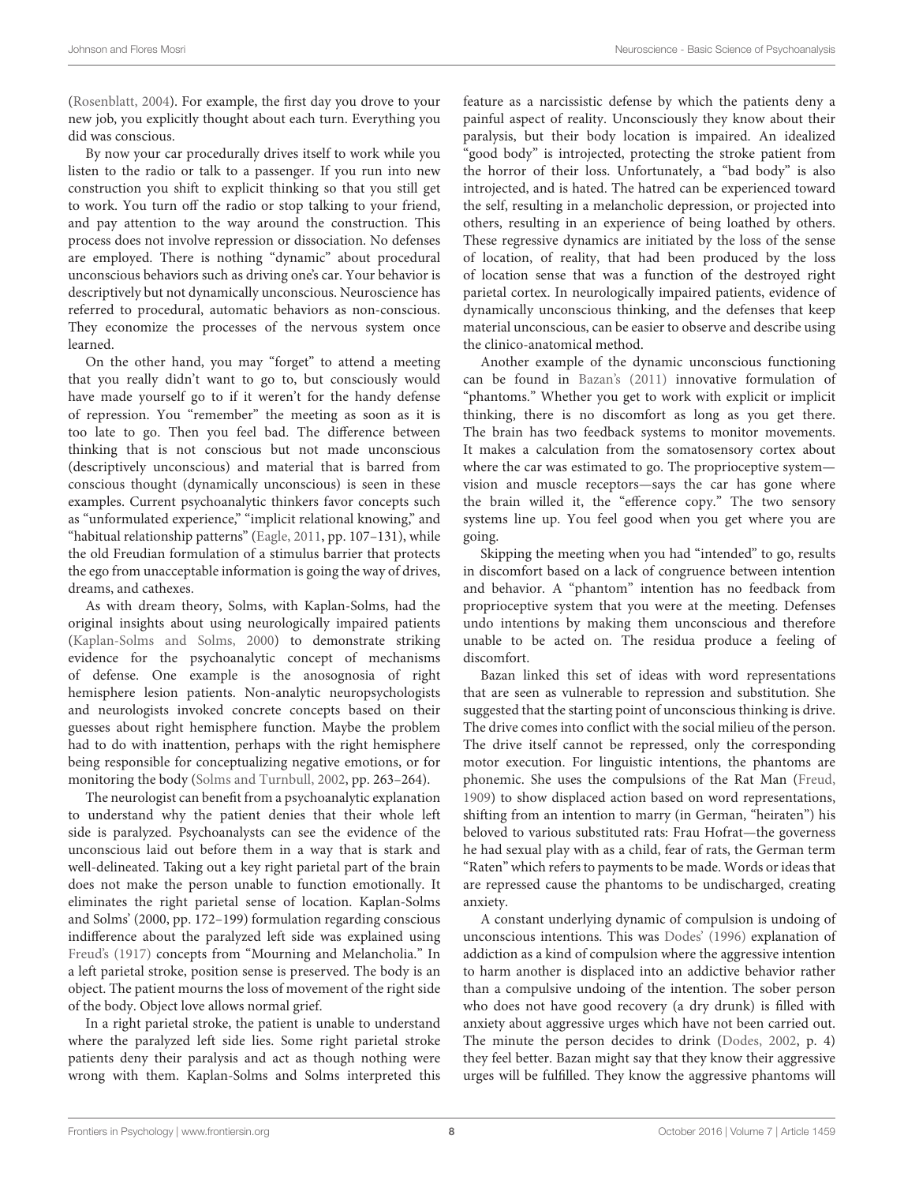(Rosenblatt, 2004). For example, the first day you drove to your new job, you explicitly thought about each turn. Everything you did was conscious.

By now your car procedurally drives itself to work while you listen to the radio or talk to a passenger. If you run into new construction you shift to explicit thinking so that you still get to work. You turn off the radio or stop talking to your friend, and pay attention to the way around the construction. This process does not involve repression or dissociation. No defenses are employed. There is nothing "dynamic" about procedural unconscious behaviors such as driving one's car. Your behavior is descriptively but not dynamically unconscious. Neuroscience has referred to procedural, automatic behaviors as non-conscious. They economize the processes of the nervous system once learned.

On the other hand, you may "forget" to attend a meeting that you really didn't want to go to, but consciously would have made yourself go to if it weren't for the handy defense of repression. You "remember" the meeting as soon as it is too late to go. Then you feel bad. The difference between thinking that is not conscious but not made unconscious (descriptively unconscious) and material that is barred from conscious thought (dynamically unconscious) is seen in these examples. Current psychoanalytic thinkers favor concepts such as "unformulated experience," "implicit relational knowing," and "habitual relationship patterns" (Eagle, 2011, pp. 107–131), while the old Freudian formulation of a stimulus barrier that protects the ego from unacceptable information is going the way of drives, dreams, and cathexes.

As with dream theory, Solms, with Kaplan-Solms, had the original insights about using neurologically impaired patients (Kaplan-Solms and Solms, 2000) to demonstrate striking evidence for the psychoanalytic concept of mechanisms of defense. One example is the anosognosia of right hemisphere lesion patients. Non-analytic neuropsychologists and neurologists invoked concrete concepts based on their guesses about right hemisphere function. Maybe the problem had to do with inattention, perhaps with the right hemisphere being responsible for conceptualizing negative emotions, or for monitoring the body (Solms and Turnbull, 2002, pp. 263–264).

The neurologist can benefit from a psychoanalytic explanation to understand why the patient denies that their whole left side is paralyzed. Psychoanalysts can see the evidence of the unconscious laid out before them in a way that is stark and well-delineated. Taking out a key right parietal part of the brain does not make the person unable to function emotionally. It eliminates the right parietal sense of location. Kaplan-Solms and Solms' (2000, pp. 172–199) formulation regarding conscious indifference about the paralyzed left side was explained using Freud's (1917) concepts from "Mourning and Melancholia." In a left parietal stroke, position sense is preserved. The body is an object. The patient mourns the loss of movement of the right side of the body. Object love allows normal grief.

In a right parietal stroke, the patient is unable to understand where the paralyzed left side lies. Some right parietal stroke patients deny their paralysis and act as though nothing were wrong with them. Kaplan-Solms and Solms interpreted this feature as a narcissistic defense by which the patients deny a painful aspect of reality. Unconsciously they know about their paralysis, but their body location is impaired. An idealized "good body" is introjected, protecting the stroke patient from the horror of their loss. Unfortunately, a "bad body" is also introjected, and is hated. The hatred can be experienced toward the self, resulting in a melancholic depression, or projected into others, resulting in an experience of being loathed by others. These regressive dynamics are initiated by the loss of the sense of location, of reality, that had been produced by the loss of location sense that was a function of the destroyed right parietal cortex. In neurologically impaired patients, evidence of dynamically unconscious thinking, and the defenses that keep material unconscious, can be easier to observe and describe using the clinico-anatomical method.

Another example of the dynamic unconscious functioning can be found in Bazan's (2011) innovative formulation of "phantoms." Whether you get to work with explicit or implicit thinking, there is no discomfort as long as you get there. The brain has two feedback systems to monitor movements. It makes a calculation from the somatosensory cortex about where the car was estimated to go. The proprioceptive system—vision and muscle receptors—says the car has gone where the brain willed it, the "efference copy." The two sensory systems line up. You feel good when you get where you are going.

Skipping the meeting when you had "intended" to go, results in discomfort based on a lack of congruence between intention and behavior. A "phantom" intention has no feedback from proprioceptive system that you were at the meeting. Defenses undo intentions by making them unconscious and therefore unable to be acted on. The residua produce a feeling of discomfort.

Bazan linked this set of ideas with word representations that are seen as vulnerable to repression and substitution. She suggested that the starting point of unconscious thinking is drive. The drive comes into conflict with the social milieu of the person. The drive itself cannot be repressed, only the corresponding motor execution. For linguistic intentions, the phantoms are phonemic. She uses the compulsions of the Rat Man (Freud, 1909) to show displaced action based on word representations, shifting from an intention to marry (in German, "heiraten") his beloved to various substituted rats: Frau Hofrat—the governess he had sexual play with as a child, fear of rats, the German term "Raten" which refers to payments to be made. Words or ideas that are repressed cause the phantoms to be undischarged, creating anxiety.

A constant underlying dynamic of compulsion is undoing of unconscious intentions. This was Dodes' (1996) explanation of addiction as a kind of compulsion where the aggressive intention to harm another is displaced into an addictive behavior rather than a compulsive undoing of the intention. The sober person who does not have good recovery (a dry drunk) is filled with anxiety about aggressive urges which have not been carried out. The minute the person decides to drink (Dodes, 2002, p. 4) they feel better. Bazan might say that they know their aggressive urges will be fulfilled. They know the aggressive phantoms will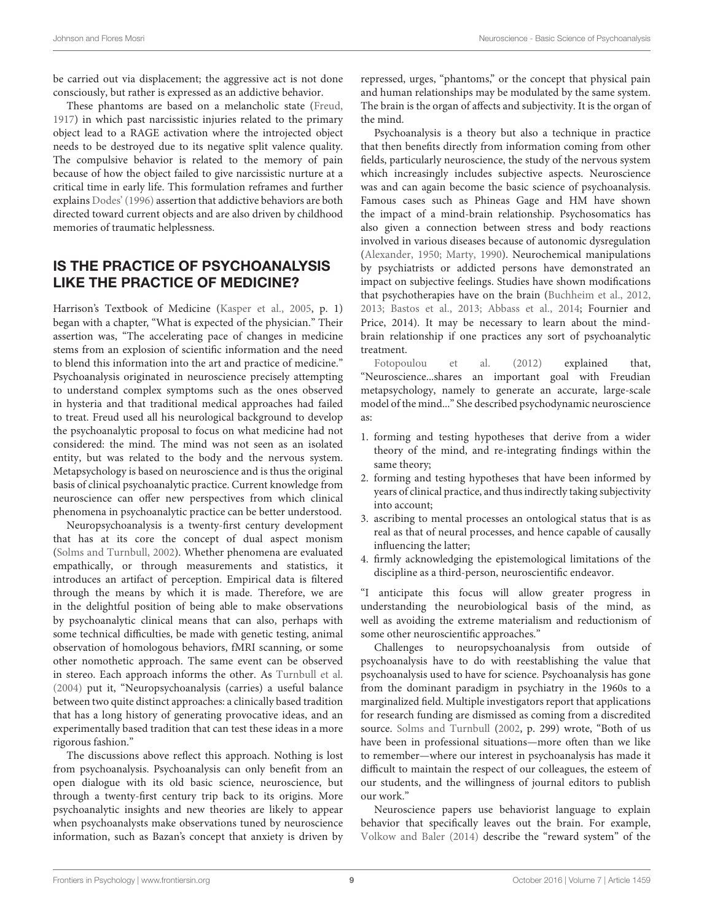be carried out via displacement; the aggressive act is not done consciously, but rather is expressed as an addictive behavior.

These phantoms are based on a melancholic state (Freud, 1917) in which past narcissistic injuries related to the primary object lead to a RAGE activation where the introjected object needs to be destroyed due to its negative split valence quality. The compulsive behavior is related to the memory of pain because of how the object failed to give narcissistic nurture at a critical time in early life. This formulation reframes and further explains Dodes' (1996) assertion that addictive behaviors are both directed toward current objects and are also driven by childhood memories of traumatic helplessness.

## IS THE PRACTICE OF PSYCHOANALYSIS LIKE THE PRACTICE OF MEDICINE?

Harrison's Textbook of Medicine (Kasper et al., 2005, p. 1) began with a chapter, "What is expected of the physician." Their assertion was, "The accelerating pace of changes in medicine stems from an explosion of scientific information and the need to blend this information into the art and practice of medicine." Psychoanalysis originated in neuroscience precisely attempting to understand complex symptoms such as the ones observed in hysteria and that traditional medical approaches had failed to treat. Freud used all his neurological background to develop the psychoanalytic proposal to focus on what medicine had not considered: the mind. The mind was not seen as an isolated entity, but was related to the body and the nervous system. Metapsychology is based on neuroscience and is thus the original basis of clinical psychoanalytic practice. Current knowledge from neuroscience can offer new perspectives from which clinical phenomena in psychoanalytic practice can be better understood.

Neuropsychoanalysis is a twenty-first century development that has at its core the concept of dual aspect monism (Solms and Turnbull, 2002). Whether phenomena are evaluated empathically, or through measurements and statistics, it introduces an artifact of perception. Empirical data is filtered through the means by which it is made. Therefore, we are in the delightful position of being able to make observations by psychoanalytic clinical means that can also, perhaps with some technical difficulties, be made with genetic testing, animal observation of homologous behaviors, fMRI scanning, or some other nomothetic approach. The same event can be observed in stereo. Each approach informs the other. As Turnbull et al. (2004) put it, "Neuropsychoanalysis (carries) a useful balance between two quite distinct approaches: a clinically based tradition that has a long history of generating provocative ideas, and an experimentally based tradition that can test these ideas in a more rigorous fashion."

The discussions above reflect this approach. Nothing is lost from psychoanalysis. Psychoanalysis can only benefit from an open dialogue with its old basic science, neuroscience, but through a twenty-first century trip back to its origins. More psychoanalytic insights and new theories are likely to appear when psychoanalysts make observations tuned by neuroscience information, such as Bazan's concept that anxiety is driven by repressed, urges, "phantoms," or the concept that physical pain and human relationships may be modulated by the same system. The brain is the organ of affects and subjectivity. It is the organ of the mind.

Psychoanalysis is a theory but also a technique in practice that then benefits directly from information coming from other fields, particularly neuroscience, the study of the nervous system which increasingly includes subjective aspects. Neuroscience was and can again become the basic science of psychoanalysis. Famous cases such as Phineas Gage and HM have shown the impact of a mind-brain relationship. Psychosomatics has also given a connection between stress and body reactions involved in various diseases because of autonomic dysregulation (Alexander, 1950; Marty, 1990). Neurochemical manipulations by psychiatrists or addicted persons have demonstrated an impact on subjective feelings. Studies have shown modifications that psychotherapies have on the brain (Buchheim et al., 2012, 2013; Bastos et al., 2013; Abbass et al., 2014; Fournier and Price, 2014). It may be necessary to learn about the mind-brain relationship if one practices any sort of psychoanalytic treatment.

Fotopoulou et al. (2012) explained that, "Neuroscience...shares an important goal with Freudian metapsychology, namely to generate an accurate, large-scale model of the mind..." She described psychodynamic neuroscience as:

1. forming and testing hypotheses that derive from a wider theory of the mind, and re-integrating findings within the same theory;
2. forming and testing hypotheses that have been informed by years of clinical practice, and thus indirectly taking subjectivity into account;
3. ascribing to mental processes an ontological status that is as real as that of neural processes, and hence capable of causally influencing the latter;
4. firmly acknowledging the epistemological limitations of the discipline as a third-person, neuroscientific endeavor.

"I anticipate this focus will allow greater progress in understanding the neurobiological basis of the mind, as well as avoiding the extreme materialism and reductionism of some other neuroscientific approaches."

Challenges to neuropsychoanalysis from outside of psychoanalysis have to do with reestablishing the value that psychoanalysis used to have for science. Psychoanalysis has gone from the dominant paradigm in psychiatry in the 1960s to a marginalized field. Multiple investigators report that applications for research funding are dismissed as coming from a discredited source. Solms and Turnbull (2002, p. 299) wrote, "Both of us have been in professional situations—more often than we like to remember—where our interest in psychoanalysis has made it difficult to maintain the respect of our colleagues, the esteem of our students, and the willingness of journal editors to publish our work."

Neuroscience papers use behaviorist language to explain behavior that specifically leaves out the brain. For example, Volkow and Baler (2014) describe the "reward system" of the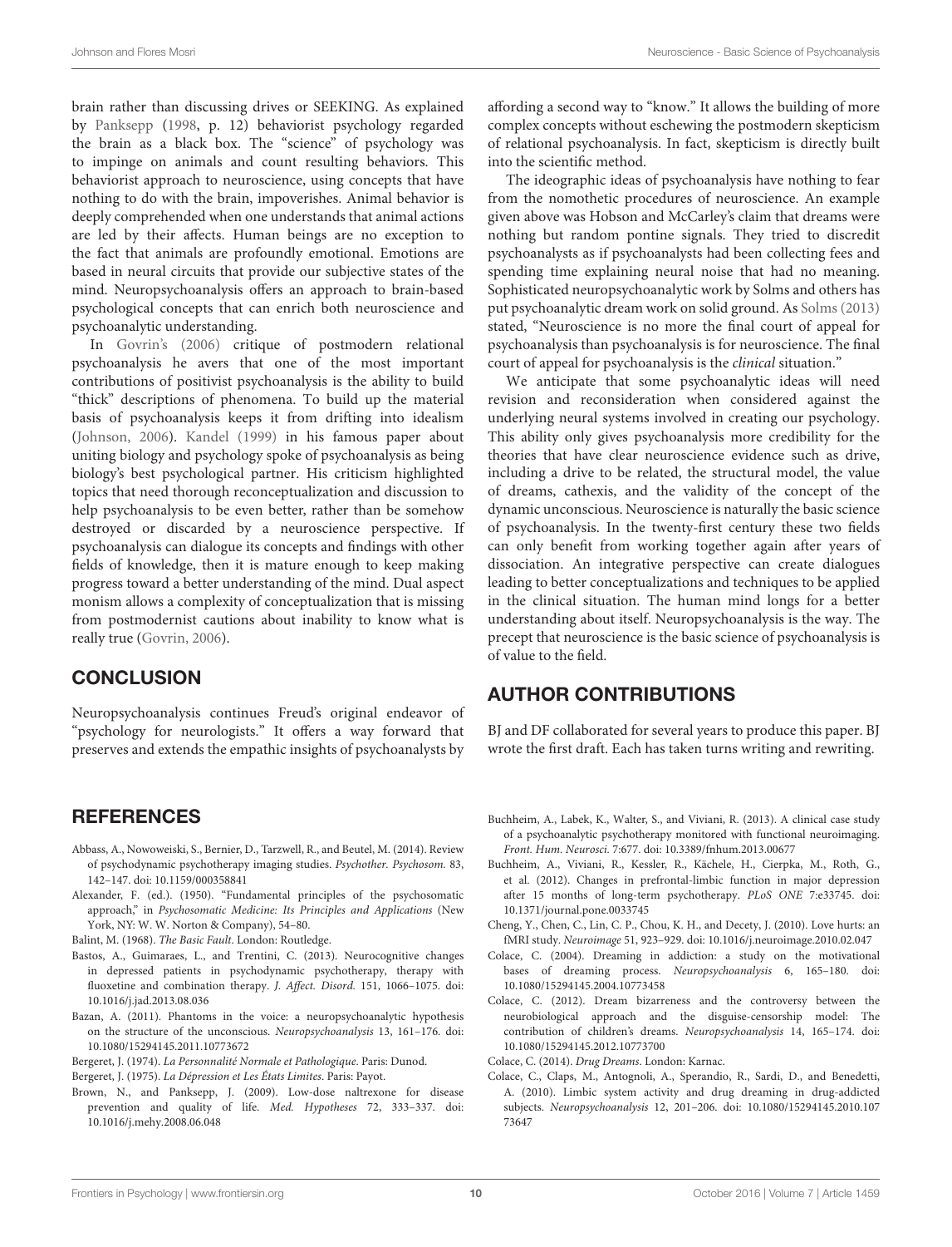brain rather than discussing drives or SEEKING. As explained by Panksepp (1998, p. 12) behaviorist psychology regarded the brain as a black box. The "science" of psychology was to impinge on animals and count resulting behaviors. This behaviorist approach to neuroscience, using concepts that have nothing to do with the brain, impoverishes. Animal behavior is deeply comprehended when one understands that animal actions are led by their affects. Human beings are no exception to the fact that animals are profoundly emotional. Emotions are based in neural circuits that provide our subjective states of the mind. Neuropsychoanalysis offers an approach to brain-based psychological concepts that can enrich both neuroscience and psychoanalytic understanding.

In Govrin's (2006) critique of postmodern relational psychoanalysis he avers that one of the most important contributions of positivist psychoanalysis is the ability to build "thick" descriptions of phenomena. To build up the material basis of psychoanalysis keeps it from drifting into idealism (Johnson, 2006). Kandel (1999) in his famous paper about uniting biology and psychology spoke of psychoanalysis as being biology's best psychological partner. His criticism highlighted topics that need thorough reconceptualization and discussion to help psychoanalysis to be even better, rather than be somehow destroyed or discarded by a neuroscience perspective. If psychoanalysis can dialogue its concepts and findings with other fields of knowledge, then it is mature enough to keep making progress toward a better understanding of the mind. Dual aspect monism allows a complexity of conceptualization that is missing from postmodernist cautions about inability to know what is really true (Govrin, 2006).

## CONCLUSION

Neuropsychoanalysis continues Freud's original endeavor of "psychology for neurologists." It offers a way forward that preserves and extends the empathic insights of psychoanalysts by affording a second way to "know." It allows the building of more complex concepts without eschewing the postmodern skepticism of relational psychoanalysis. In fact, skepticism is directly built into the scientific method.

The ideographic ideas of psychoanalysis have nothing to fear from the nomothetic procedures of neuroscience. An example given above was Hobson and McCarley's claim that dreams were nothing but random pontine signals. They tried to discredit psychoanalysts as if psychoanalysts had been collecting fees and spending time explaining neural noise that had no meaning. Sophisticated neuropsychoanalytic work by Solms and others has put psychoanalytic dream work on solid ground. As Solms (2013) stated, "Neuroscience is no more the final court of appeal for psychoanalysis than psychoanalysis is for neuroscience. The final court of appeal for psychoanalysis is the *clinical* situation."

We anticipate that some psychoanalytic ideas will need revision and reconsideration when considered against the underlying neural systems involved in creating our psychology. This ability only gives psychoanalysis more credibility for the theories that have clear neuroscience evidence such as drive, including a drive to be related, the structural model, the value of dreams, cathexis, and the validity of the concept of the dynamic unconscious. Neuroscience is naturally the basic science of psychoanalysis. In the twenty-first century these two fields can only benefit from working together again after years of dissociation. An integrative perspective can create dialogues leading to better conceptualizations and techniques to be applied in the clinical situation. The human mind longs for a better understanding about itself. Neuropsychoanalysis is the way. The precept that neuroscience is the basic science of psychoanalysis is of value to the field.

## AUTHOR CONTRIBUTIONS

BJ and DF collaborated for several years to produce this paper. BJ wrote the first draft. Each has taken turns writing and rewriting.

## REFERENCES

Abbass, A., Nowoweiski, S., Bernier, D., Tarzwell, R., and Beutel, M. (2014). Review of psychodynamic psychotherapy imaging studies. *Psychother. Psychosom.* 83, 142–147. doi: 10.1159/000358841

Alexander, F. (ed.). (1950). "Fundamental principles of the psychosomatic approach," in *Psychosomatic Medicine: Its Principles and Applications* (New York, NY: W. W. Norton & Company), 54–80.

Balint, M. (1968). *The Basic Fault*. London: Routledge.

Bastos, A., Guimaraes, L., and Trentini, C. (2013). Neurocognitive changes in depressed patients in psychodynamic psychotherapy, therapy with fluoxetine and combination therapy. *J. Affect. Disord.* 151, 1066–1075. doi: 10.1016/j.jad.2013.08.036

Bazan, A. (2011). Phantoms in the voice: a neuropsychoanalytic hypothesis on the structure of the unconscious. *Neuropsychoanalysis* 13, 161–176. doi: 10.1080/15294145.2011.10773672

Bergeret, J. (1974). *La Personnalité Normale et Pathologique*. Paris: Dunod.

Bergeret, J. (1975). *La Dépression et Les États Limites*. Paris: Payot.

Brown, N., and Panksepp, J. (2009). Low-dose naltrexone for disease prevention and quality of life. *Med. Hypotheses* 72, 333–337. doi: 10.1016/j.mehy.2008.06.048

Buchheim, A., Labek, K., Walter, S., and Viviani, R. (2013). A clinical case study of a psychoanalytic psychotherapy monitored with functional neuroimaging. *Front. Hum. Neurosci.* 7:677. doi: 10.3389/fnhum.2013.00677

Buchheim, A., Viviani, R., Kessler, R., Kächele, H., Cierpka, M., Roth, G., et al. (2012). Changes in prefrontal-limbic function in major depression after 15 months of long-term psychotherapy. *PLoS ONE* 7:e33745. doi: 10.1371/journal.pone.0033745

Cheng, Y., Chen, C., Lin, C. P., Chou, K. H., and Decety, J. (2010). Love hurts: an fMRI study. *Neuroimage* 51, 923–929. doi: 10.1016/j.neuroimage.2010.02.047

Colace, C. (2004). Dreaming in addiction: a study on the motivational bases of dreaming process. *Neuropsychoanalysis* 6, 165–180. doi: 10.1080/15294145.2004.10773458

Colace, C. (2012). Dream bizarreness and the controversy between the neurobiological approach and the disguise-censorship model: The contribution of children's dreams. *Neuropsychoanalysis* 14, 165–174. doi: 10.1080/15294145.2012.10773700

Colace, C. (2014). *Drug Dreams*. London: Karnac.

Colace, C., Claps, M., Antognoli, A., Sperandio, R., Sardi, D., and Benedetti, A. (2010). Limbic system activity and drug dreaming in drug-addicted subjects. *Neuropsychoanalysis* 12, 201–206. doi: 10.1080/15294145.2010.10773647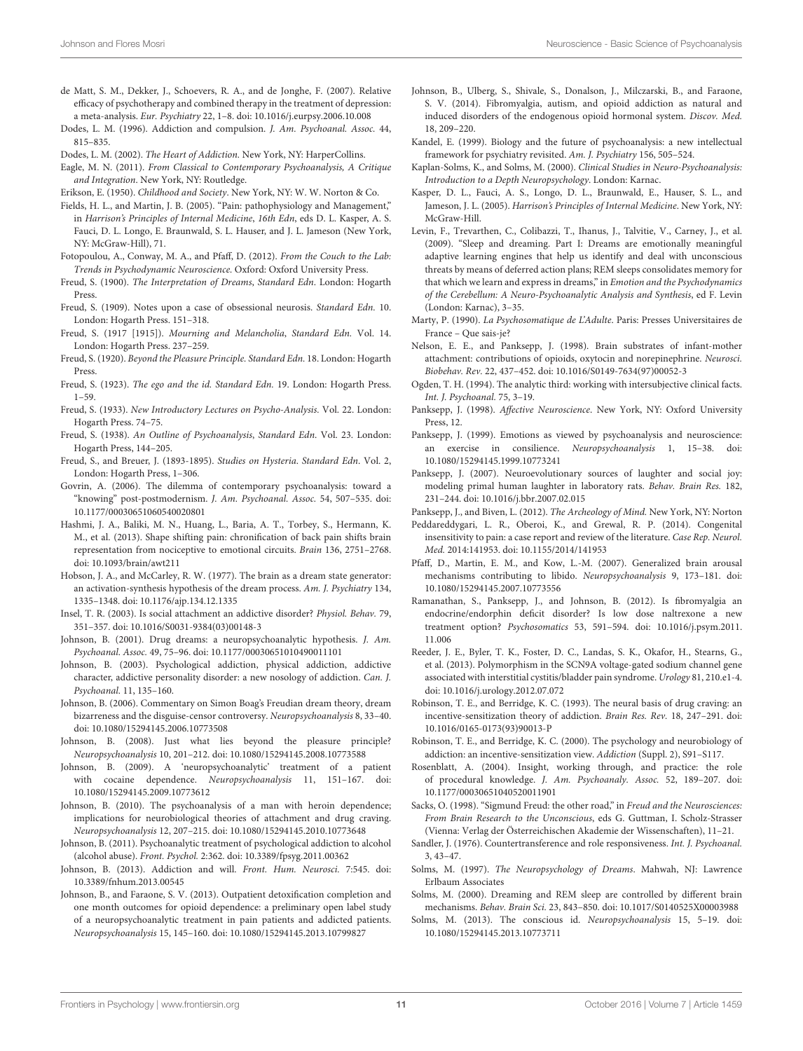de Matt, S. M., Dekker, J., Schoevers, R. A., and de Jonghe, F. (2007). Relative efficacy of psychotherapy and combined therapy in the treatment of depression: a meta-analysis. *Eur. Psychiatry* 22, 1–8. doi: 10.1016/j.eurpsy.2006.10.008

Dodes, L. M. (1996). Addiction and compulsion. *J. Am. Psychoanal. Assoc.* 44, 815–835.

Dodes, L. M. (2002). *The Heart of Addiction.* New York, NY: HarperCollins.

Eagle, M. N. (2011). *From Classical to Contemporary Psychoanalysis, A Critique and Integration.* New York, NY: Routledge.

Erikson, E. (1950). *Childhood and Society*. New York, NY: W. W. Norton & Co.

Fields, H. L., and Martin, J. B. (2005). "Pain: pathophysiology and Management," in *Harrison's Principles of Internal Medicine*, *16th Edn*, eds D. L. Kasper, A. S. Fauci, D. L. Longo, E. Braunwald, S. L. Hauser, and J. L. Jameson (New York, NY: McGraw-Hill), 71.

Fotopoulou, A., Conway, M. A., and Pfaff, D. (2012). *From the Couch to the Lab: Trends in Psychodynamic Neuroscience.* Oxford: Oxford University Press.

Freud, S. (1900). *The Interpretation of Dreams*, *Standard Edn*. London: Hogarth Press.

Freud, S. (1909). Notes upon a case of obsessional neurosis. *Standard Edn.* 10. London: Hogarth Press. 151–318.

Freud, S. (1917 [1915]). *Mourning and Melancholia*, *Standard Edn.* Vol. 14. London: Hogarth Press. 237–259.

Freud, S. (1920). *Beyond the Pleasure Principle. Standard Edn.* 18. London: Hogarth Press.

Freud, S. (1923). *The ego and the id. Standard Edn.* 19. London: Hogarth Press. 1–59.

Freud, S. (1933). *New Introductory Lectures on Psycho-Analysis.* Vol. 22. London: Hogarth Press. 74–75.

Freud, S. (1938). *An Outline of Psychoanalysis*, *Standard Edn*. Vol. 23. London: Hogarth Press, 144–205.

Freud, S., and Breuer, J. (1893-1895). *Studies on Hysteria. Standard Edn*. Vol. 2, London: Hogarth Press, 1–306.

Govrin, A. (2006). The dilemma of contemporary psychoanalysis: toward a "knowing" post-postmodernism. *J. Am. Psychoanal. Assoc.* 54, 507–535. doi: 10.1177/00030651060540020801

Hashmi, J. A., Baliki, M. N., Huang, L., Baria, A. T., Torbey, S., Hermann, K. M., et al. (2013). Shape shifting pain: chronification of back pain shifts brain representation from nociceptive to emotional circuits. *Brain* 136, 2751–2768. doi: 10.1093/brain/awt211

Hobson, J. A., and McCarley, R. W. (1977). The brain as a dream state generator: an activation-synthesis hypothesis of the dream process. *Am. J. Psychiatry* 134, 1335–1348. doi: 10.1176/ajp.134.12.1335

Insel, T. R. (2003). Is social attachment an addictive disorder? *Physiol. Behav.* 79, 351–357. doi: 10.1016/S0031-9384(03)00148-3

Johnson, B. (2001). Drug dreams: a neuropsychoanalytic hypothesis. *J. Am. Psychoanal. Assoc.* 49, 75–96. doi: 10.1177/00030651010490011101

Johnson, B. (2003). Psychological addiction, physical addiction, addictive character, addictive personality disorder: a new nosology of addiction. *Can. J. Psychoanal.* 11, 135–160.

Johnson, B. (2006). Commentary on Simon Boag's Freudian dream theory, dream bizarreness and the disguise-censor controversy. *Neuropsychoanalysis* 8, 33–40. doi: 10.1080/15294145.2006.10773508

Johnson, B. (2008). Just what lies beyond the pleasure principle? *Neuropsychoanalysis* 10, 201–212. doi: 10.1080/15294145.2008.10773588

Johnson, B. (2009). A 'neuropsychoanalytic' treatment of a patient with cocaine dependence. *Neuropsychoanalysis* 11, 151–167. doi: 10.1080/15294145.2009.10773612

Johnson, B. (2010). The psychoanalysis of a man with heroin dependence; implications for neurobiological theories of attachment and drug craving. *Neuropsychoanalysis* 12, 207–215. doi: 10.1080/15294145.2010.10773648

Johnson, B. (2011). Psychoanalytic treatment of psychological addiction to alcohol (alcohol abuse). *Front. Psychol.* 2:362. doi: 10.3389/fpsyg.2011.00362

Johnson, B. (2013). Addiction and will. *Front. Hum. Neurosci.* 7:545. doi: 10.3389/fnhum.2013.00545

Johnson, B., and Faraone, S. V. (2013). Outpatient detoxification completion and one month outcomes for opioid dependence: a preliminary open label study of a neuropsychoanalytic treatment in pain patients and addicted patients. *Neuropsychoanalysis* 15, 145–160. doi: 10.1080/15294145.2013.10799827

Johnson, B., Ulberg, S., Shivale, S., Donalson, J., Milczarski, B., and Faraone, S. V. (2014). Fibromyalgia, autism, and opioid addiction as natural and induced disorders of the endogenous opioid hormonal system. *Discov. Med.* 18, 209–220.

Kandel, E. (1999). Biology and the future of psychoanalysis: a new intellectual framework for psychiatry revisited. *Am. J. Psychiatry* 156, 505–524.

Kaplan-Solms, K., and Solms, M. (2000). *Clinical Studies in Neuro-Psychoanalysis: Introduction to a Depth Neuropsychology*. London: Karnac.

Kasper, D. L., Fauci, A. S., Longo, D. L., Braunwald, E., Hauser, S. L., and Jameson, J. L. (2005). *Harrison's Principles of Internal Medicine*. New York, NY: McGraw-Hill.

Levin, F., Trevarthen, C., Colibazzi, T., Ihanus, J., Talvitie, V., Carney, J., et al. (2009). "Sleep and dreaming. Part I: Dreams are emotionally meaningful adaptive learning engines that help us identify and deal with unconscious threats by means of deferred action plans; REM sleeps consolidates memory for that which we learn and express in dreams," in *Emotion and the Psychodynamics of the Cerebellum: A Neuro-Psychoanalytic Analysis and Synthesis*, ed F. Levin (London: Karnac), 3–35.

Marty, P. (1990). *La Psychosomatique de L'Adulte*. Paris: Presses Universitaires de France – Que sais-je?

Nelson, E. E., and Panksepp, J. (1998). Brain substrates of infant-mother attachment: contributions of opioids, oxytocin and norepinephrine. *Neurosci. Biobehav. Rev.* 22, 437–452. doi: 10.1016/S0149-7634(97)00052-3

Ogden, T. H. (1994). The analytic third: working with intersubjective clinical facts. *Int. J. Psychoanal.* 75, 3–19.

Panksepp, J. (1998). *Affective Neuroscience*. New York, NY: Oxford University Press, 12.

Panksepp, J. (1999). Emotions as viewed by psychoanalysis and neuroscience: an exercise in consilience. *Neuropsychoanalysis* 1, 15–38. doi: 10.1080/15294145.1999.10773241

Panksepp, J. (2007). Neuroevolutionary sources of laughter and social joy: modeling primal human laughter in laboratory rats. *Behav. Brain Res.* 182, 231–244. doi: 10.1016/j.bbr.2007.02.015

Panksepp, J., and Biven, L. (2012). *The Archeology of Mind.* New York, NY: Norton

Peddareddygari, L. R., Oberoi, K., and Grewal, R. P. (2014). Congenital insensitivity to pain: a case report and review of the literature. *Case Rep. Neurol. Med.* 2014:141953. doi: 10.1155/2014/141953

Pfaff, D., Martin, E. M., and Kow, L.-M. (2007). Generalized brain arousal mechanisms contributing to libido. *Neuropsychoanalysis* 9, 173–181. doi: 10.1080/15294145.2007.10773556

Ramanathan, S., Panksepp, J., and Johnson, B. (2012). Is fibromyalgia an endocrine/endorphin deficit disorder? Is low dose naltrexone a new treatment option? *Psychosomatics* 53, 591–594. doi: 10.1016/j.psym.2011.11.006

Reeder, J. E., Byler, T. K., Foster, D. C., Landas, S. K., Okafor, H., Stearns, G., et al. (2013). Polymorphism in the SCN9A voltage-gated sodium channel gene associated with interstitial cystitis/bladder pain syndrome. *Urology* 81, 210.e1-4. doi: 10.1016/j.urology.2012.07.072

Robinson, T. E., and Berridge, K. C. (1993). The neural basis of drug craving: an incentive-sensitization theory of addiction. *Brain Res. Rev.* 18, 247–291. doi: 10.1016/0165-0173(93)90013-P

Robinson, T. E., and Berridge, K. C. (2000). The psychology and neurobiology of addiction: an incentive-sensitization view. *Addiction* (Suppl. 2), S91–S117.

Rosenblatt, A. (2004). Insight, working through, and practice: the role of procedural knowledge. *J. Am. Psychoanaly. Assoc.* 52, 189–207. doi: 10.1177/00030651040520011901

Sacks, O. (1998). "Sigmund Freud: the other road," in *Freud and the Neurosciences: From Brain Research to the Unconscious*, eds G. Guttman, I. Scholz-Strasser (Vienna: Verlag der Österreichischen Akademie der Wissenschaften), 11–21.

Sandler, J. (1976). Countertransference and role responsiveness. *Int. J. Psychoanal.* 3, 43–47.

Solms, M. (1997). *The Neuropsychology of Dreams*. Mahwah, NJ: Lawrence Erlbaum Associates

Solms, M. (2000). Dreaming and REM sleep are controlled by different brain mechanisms. *Behav. Brain Sci.* 23, 843–850. doi: 10.1017/S0140525X00003988

Solms, M. (2013). The conscious id. *Neuropsychoanalysis* 15, 5–19. doi: 10.1080/15294145.2013.10773711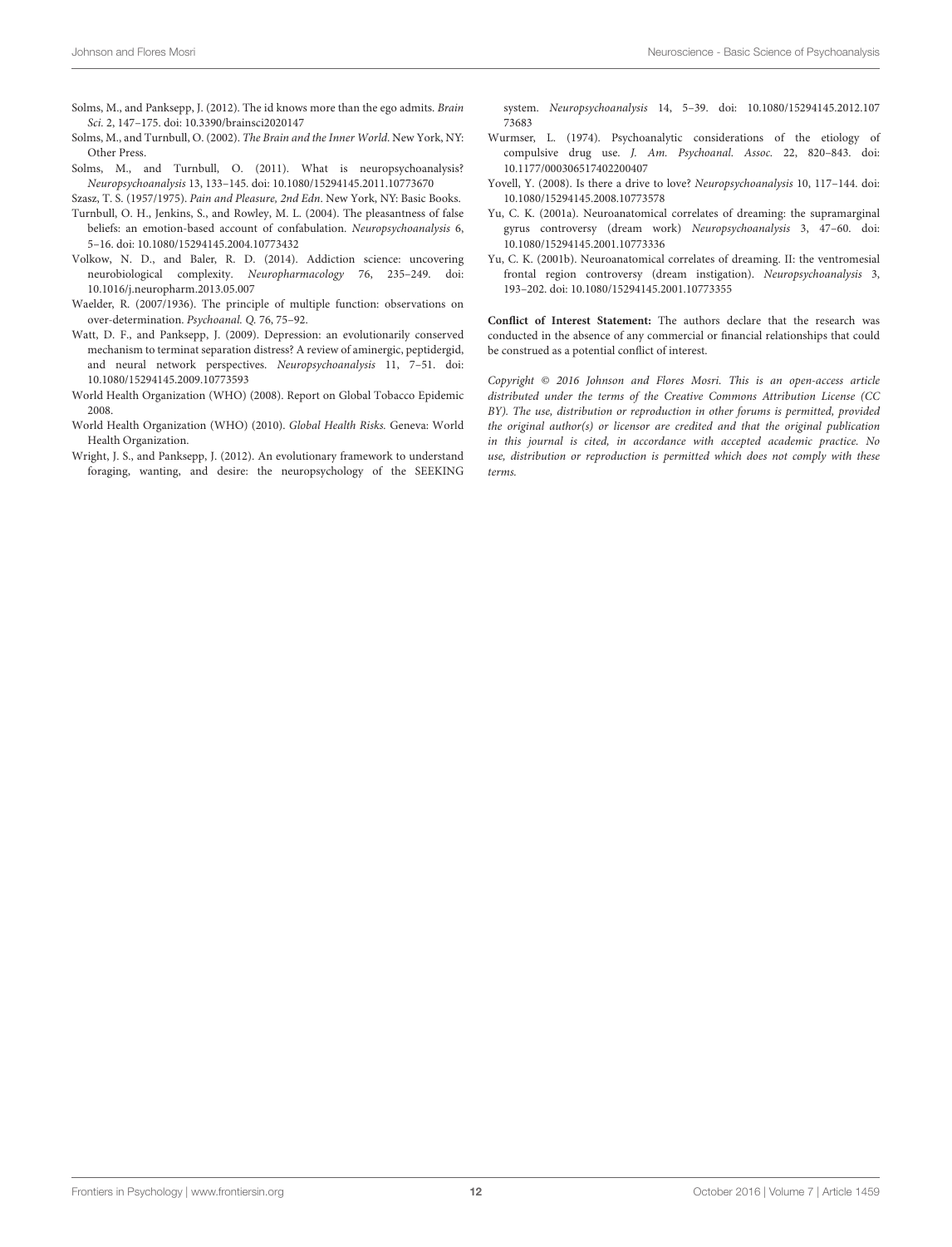Solms, M., and Panksepp, J. (2012). The id knows more than the ego admits. *Brain Sci.* 2, 147–175. doi: 10.3390/brainsci2020147

Solms, M., and Turnbull, O. (2002). *The Brain and the Inner World*. New York, NY: Other Press.

Solms, M., and Turnbull, O. (2011). What is neuropsychoanalysis? *Neuropsychoanalysis* 13, 133–145. doi: 10.1080/15294145.2011.10773670

Szasz, T. S. (1957/1975). *Pain and Pleasure, 2nd Edn*. New York, NY: Basic Books.

Turnbull, O. H., Jenkins, S., and Rowley, M. L. (2004). The pleasantness of false beliefs: an emotion-based account of confabulation. *Neuropsychoanalysis* 6, 5–16. doi: 10.1080/15294145.2004.10773432

Volkow, N. D., and Baler, R. D. (2014). Addiction science: uncovering neurobiological complexity. *Neuropharmacology* 76, 235–249. doi: 10.1016/j.neuropharm.2013.05.007

Waelder, R. (2007/1936). The principle of multiple function: observations on over-determination. *Psychoanal. Q.* 76, 75–92.

Watt, D. F., and Panksepp, J. (2009). Depression: an evolutionarily conserved mechanism to terminat separation distress? A review of aminergic, peptidergid, and neural network perspectives. *Neuropsychoanalysis* 11, 7–51. doi: 10.1080/15294145.2009.10773593

World Health Organization (WHO) (2008). Report on Global Tobacco Epidemic 2008.

World Health Organization (WHO) (2010). *Global Health Risks*. Geneva: World Health Organization.

Wright, J. S., and Panksepp, J. (2012). An evolutionary framework to understand foraging, wanting, and desire: the neuropsychology of the SEEKING system. *Neuropsychoanalysis* 14, 5–39. doi: 10.1080/15294145.2012.10773683

Wurmser, L. (1974). Psychoanalytic considerations of the etiology of compulsive drug use. *J. Am. Psychoanal. Assoc.* 22, 820–843. doi: 10.1177/000306517402200407

Yovell, Y. (2008). Is there a drive to love? *Neuropsychoanalysis* 10, 117–144. doi: 10.1080/15294145.2008.10773578

Yu, C. K. (2001a). Neuroanatomical correlates of dreaming: the supramarginal gyrus controversy (dream work) *Neuropsychoanalysis* 3, 47–60. doi: 10.1080/15294145.2001.10773336

Yu, C. K. (2001b). Neuroanatomical correlates of dreaming. II: the ventromesial frontal region controversy (dream instigation). *Neuropsychoanalysis* 3, 193–202. doi: 10.1080/15294145.2001.10773355

**Conflict of Interest Statement:** The authors declare that the research was conducted in the absence of any commercial or financial relationships that could be construed as a potential conflict of interest.

*Copyright © 2016 Johnson and Flores Mosri. This is an open-access article distributed under the terms of the Creative Commons Attribution License (CC BY). The use, distribution or reproduction in other forums is permitted, provided the original author(s) or licensor are credited and that the original publication in this journal is cited, in accordance with accepted academic practice. No use, distribution or reproduction is permitted which does not comply with these terms.*